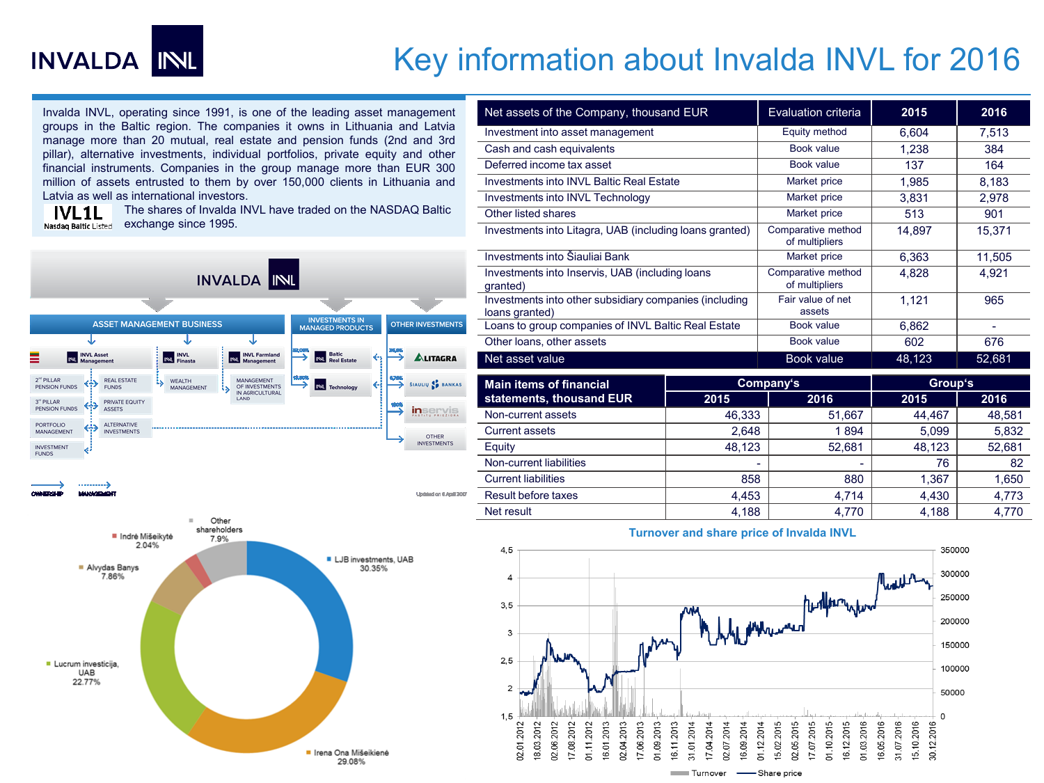# Key information about Invalda INVL for 2016

Invalda INVL, operating since 1991, is one of the leading asset management groups in the Baltic region. The companies it owns in Lithuania and Latvia manage more than 20 mutual, real estate and pension funds (2nd and 3rd pillar), alternative investments, individual portfolios, private equity and other financial instruments. Companies in the group manage more than EUR 300 million of assets entrusted to them by over 150,000 clients in Lithuania and Latvia as well as international investors.

IVL1L
Nasdaq Baltic Listed

The shares of Invalda INVL have traded on the NASDAQ Baltic exchange since 1995.

| Net assets of the Company, thousand EUR | Evaluation criteria | 2015 | 2016 |
|---|---|---|---|
| Investment into asset management | Equity method | 6,604 | 7,513 |
| Cash and cash equivalents | Book value | 1,238 | 384 |
| Deferred income tax asset | Book value | 137 | 164 |
| Investments into INVL Baltic Real Estate | Market price | 1,985 | 8,183 |
| Investments into INVL Technology | Market price | 3,831 | 2,978 |
| Other listed shares | Market price | 513 | 901 |
| Investments into Litagra, UAB (including loans granted) | Comparative method of multipliers | 14,897 | 15,371 |
| Investments into Šiauliai Bank | Market price | 6,363 | 11,505 |
| Investments into Inservis, UAB (including loans granted) | Comparative method of multipliers | 4,828 | 4,921 |
| Investments into other subsidiary companies (including loans granted) | Fair value of net assets | 1,121 | 965 |
| Loans to group companies of INVL Baltic Real Estate | Book value | 6,862 | - |
| Other loans, other assets | Book value | 602 | 676 |
| Net asset value | Book value | 48,123 | 52,681 |

| Main items of financial statements, thousand EUR | Company's | | Group's | |
|---|---|---|---|---|
| | 2015 | 2016 | 2015 | 2016 |
| Non-current assets | 46,333 | 51,667 | 44,467 | 48,581 |
| Current assets | 2,648 | 1 894 | 5,099 | 5,832 |
| Equity | 48,123 | 52,681 | 48,123 | 52,681 |
| Non-current liabilities | - | - | 76 | 82 |
| Current liabilities | 858 | 880 | 1,367 | 1,650 |
| Result before taxes | 4,453 | 4,714 | 4,430 | 4,773 |
| Net result | 4,188 | 4,770 | 4,188 | 4,770 |

INVALDA INVL

- ASSET MANAGEMENT BUSINESS: INVL Asset Management; INVL Finasta; INVL Farmland Management
  - 2nd PILLAR PENSION FUNDS; 3rd PILLAR PENSION FUNDS; PORTFOLIO MANAGEMENT; INVESTMENT FUNDS; REAL ESTATE FUNDS; PRIVATE EQUITY ASSETS; ALTERNATIVE INVESTMENTS; WEALTH MANAGEMENT; MANAGEMENT OF INVESTMENTS IN AGRICULTURAL LAND
- INVESTMENTS IN MANAGED PRODUCTS: Baltic Real Estate; Technology
- OTHER INVESTMENTS: Litagra; Šiaulių bankas; Inservis; Other investments

OWNERSHIP — MANAGEMENT

Updated on 6 April 2017

Shareholders:
- LJB investments, UAB 30.35%
- Irena Ona Mišeikienė 29.08%
- Lucrum investicija, UAB 22.77%
- Alvydas Banys 7.86%
- Indrė Mišeikytė 2.04%
- Other shareholders 7.9%

## Turnover and share price of Invalda INVL

Legend: Turnover — Share price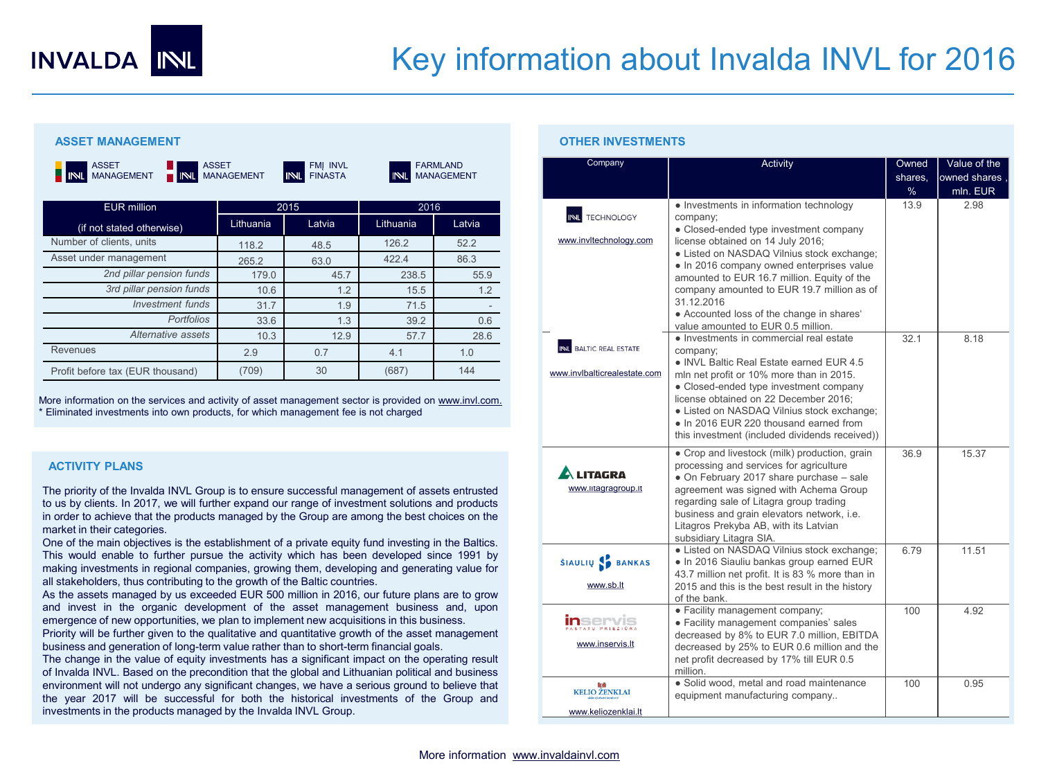# Key information about Invalda INVL for 2016

## ASSET MANAGEMENT

INVL ASSET MANAGEMENT · INVL ASSET MANAGEMENT · FMĮ INVL FINASTA · INVL FARMLAND MANAGEMENT

| EUR million (if not stated otherwise) | 2015 | | 2016 | |
|---|---|---|---|---|
| | Lithuania | Latvia | Lithuania | Latvia |
| Number of clients, units | 118.2 | 48.5 | 126.2 | 52.2 |
| Asset under management | 265.2 | 63.0 | 422.4 | 86.3 |
| *2nd pillar pension funds* | 179.0 | 45.7 | 238.5 | 55.9 |
| *3rd pillar pension funds* | 10.6 | 1.2 | 15.5 | 1.2 |
| *Investment funds* | 31.7 | 1.9 | 71.5 | - |
| *Portfolios* | 33.6 | 1.3 | 39.2 | 0.6 |
| *Alternative assets* | 10.3 | 12.9 | 57.7 | 28.6 |
| Revenues | 2.9 | 0.7 | 4.1 | 1.0 |
| Profit before tax (EUR thousand) | (709) | 30 | (687) | 144 |

More information on the services and activity of asset management sector is provided on www.invl.com.
* Eliminated investments into own products, for which management fee is not charged

## ACTIVITY PLANS

The priority of the Invalda INVL Group is to ensure successful management of assets entrusted to us by clients. In 2017, we will further expand our range of investment solutions and products in order to achieve that the products managed by the Group are among the best choices on the market in their categories.

One of the main objectives is the establishment of a private equity fund investing in the Baltics. This would enable to further pursue the activity which has been developed since 1991 by making investments in regional companies, growing them, developing and generating value for all stakeholders, thus contributing to the growth of the Baltic countries.

As the assets managed by us exceeded EUR 500 million in 2016, our future plans are to grow and invest in the organic development of the asset management business and, upon emergence of new opportunities, we plan to implement new acquisitions in this business.

Priority will be further given to the qualitative and quantitative growth of the asset management business and generation of long-term value rather than to short-term financial goals.

The change in the value of equity investments has a significant impact on the operating result of Invalda INVL. Based on the precondition that the global and Lithuanian political and business environment will not undergo any significant changes, we have a serious ground to believe that the year 2017 will be successful for both the historical investments of the Group and investments in the products managed by the Invalda INVL Group.

## OTHER INVESTMENTS

| Company | Activity | Owned shares, % | Value of the owned shares , mln. EUR |
|---|---|---|---|
| INVL TECHNOLOGY www.invltechnology.com | • Investments in information technology company; • Closed-ended type investment company license obtained on 14 July 2016; • Listed on NASDAQ Vilnius stock exchange; • In 2016 company owned enterprises value amounted to EUR 16.7 million. Equity of the company amounted to EUR 19.7 million as of 31.12.2016 • Accounted loss of the change in shares' value amounted to EUR 0.5 million. | 13.9 | 2.98 |
| INVL BALTIC REAL ESTATE www.invlbalticrealestate.com | • Investments in commercial real estate company; • INVL Baltic Real Estate earned EUR 4.5 mln net profit or 10% more than in 2015. • Closed-ended type investment company license obtained on 22 December 2016; • Listed on NASDAQ Vilnius stock exchange; • In 2016 EUR 220 thousand earned from this investment (included dividends received)) | 32.1 | 8.18 |
| LITAGRA www.litagragroup.lt | • Crop and livestock (milk) production, grain processing and services for agriculture • On February 2017 share purchase – sale agreement was signed with Achema Group regarding sale of Litagra group trading business and grain elevators network, i.e. Litagros Prekyba AB, with its Latvian subsidiary Litagra SIA. | 36.9 | 15.37 |
| ŠIAULIŲ BANKAS www.sb.lt | • Listed on NASDAQ Vilnius stock exchange; • In 2016 Siauliu bankas group earned EUR 43.7 million net profit. It is 83 % more than in 2015 and this is the best result in the history of the bank. | 6.79 | 11.51 |
| inservis PASTATŲ PRIEŽIŪRA www.inservis.lt | • Facility management company; • Facility management companies' sales decreased by 8% to EUR 7.0 million, EBITDA decreased by 25% to EUR 0.6 million and the net profit decreased by 17% till EUR 0.5 million. | 100 | 4.92 |
| KELIO ŽENKLAI www.keliozenklai.lt | • Solid wood, metal and road maintenance equipment manufacturing company.. | 100 | 0.95 |

More information www.invaldainvl.com